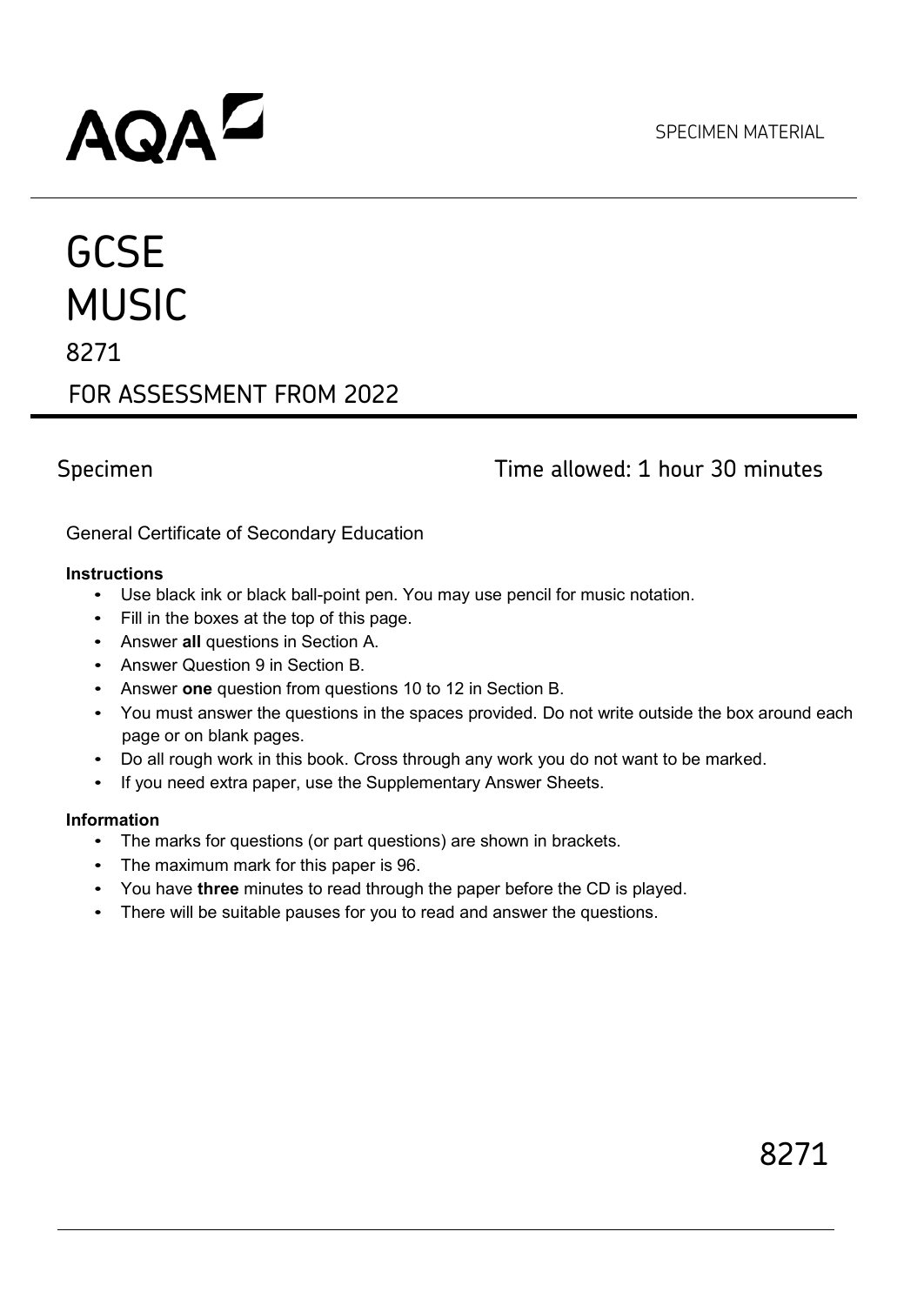AQA

SPECIMEN MATERIAL

# GCSE MUSIC

8271

FOR ASSESSMENT FROM 2022

Specimen

Time allowed: 1 hour 30 minutes

General Certificate of Secondary Education

**Instructions**

- Use black ink or black ball-point pen. You may use pencil for music notation.
- Fill in the boxes at the top of this page.
- Answer **all** questions in Section A.
- Answer Question 9 in Section B.
- Answer **one** question from questions 10 to 12 in Section B.
- You must answer the questions in the spaces provided. Do not write outside the box around each page or on blank pages.
- Do all rough work in this book. Cross through any work you do not want to be marked.
- If you need extra paper, use the Supplementary Answer Sheets.

**Information**

- The marks for questions (or part questions) are shown in brackets.
- The maximum mark for this paper is 96.
- You have **three** minutes to read through the paper before the CD is played.
- There will be suitable pauses for you to read and answer the questions.

8271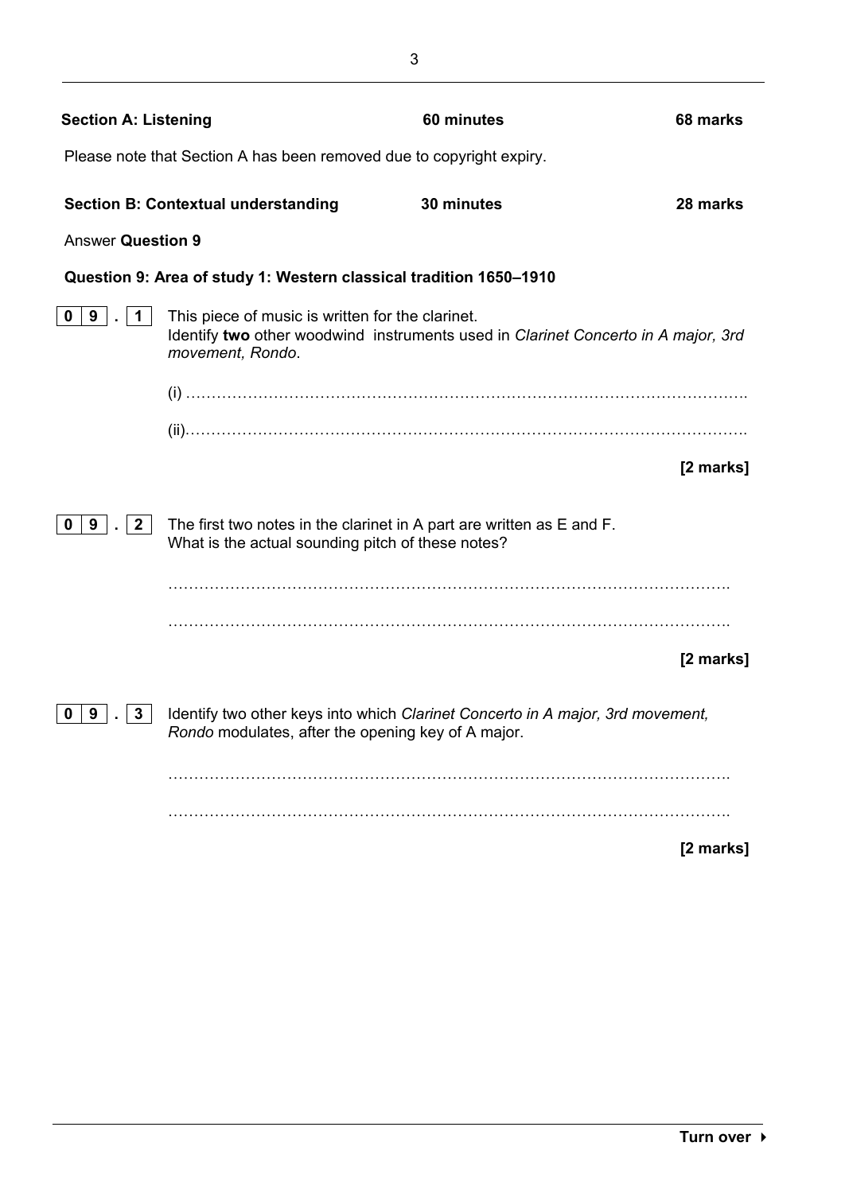**Section A: Listening** — 60 minutes — 68 marks

Please note that Section A has been removed due to copyright expiry.

**Section B: Contextual understanding** — 30 minutes — 28 marks

Answer **Question 9**

**Question 9: Area of study 1: Western classical tradition 1650–1910**

**0 9 . 1** This piece of music is written for the clarinet.
Identify **two** other woodwind instruments used in *Clarinet Concerto in A major, 3rd movement, Rondo*.

(i) ………………………………………………………………………………………….

(ii)………………………………………………………………………………………….

**[2 marks]**

**0 9 . 2** The first two notes in the clarinet in A part are written as E and F.
What is the actual sounding pitch of these notes?

………………………………………………………………………………………….

………………………………………………………………………………………….

**[2 marks]**

**0 9 . 3** Identify two other keys into which *Clarinet Concerto in A major, 3rd movement, Rondo* modulates, after the opening key of A major.

………………………………………………………………………………………….

………………………………………………………………………………………….

**[2 marks]**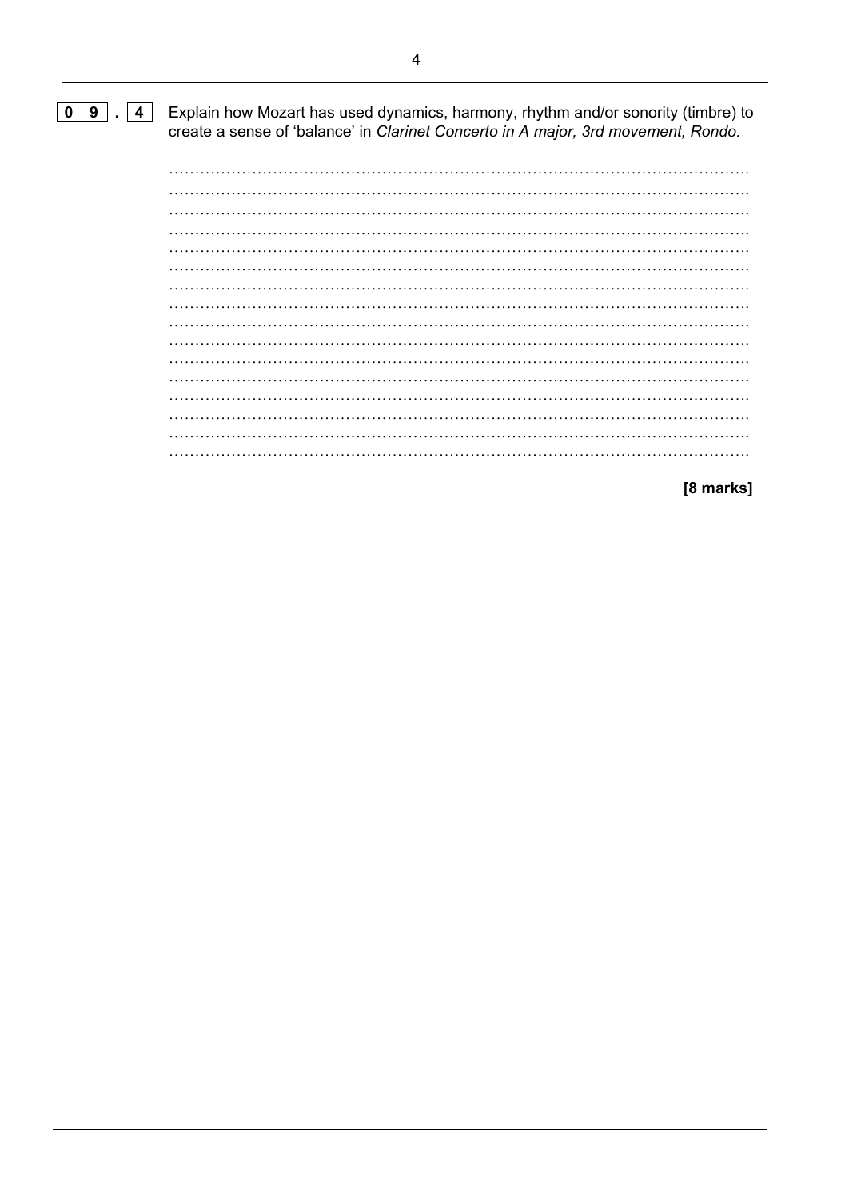**0 9 . 4** Explain how Mozart has used dynamics, harmony, rhythm and/or sonority (timbre) to create a sense of 'balance' in *Clarinet Concerto in A major, 3rd movement, Rondo.*

……………………………………………………………………………………………………….
……………………………………………………………………………………………………….
……………………………………………………………………………………………………….
……………………………………………………………………………………………………….
……………………………………………………………………………………………………….
……………………………………………………………………………………………………….
……………………………………………………………………………………………………….
……………………………………………………………………………………………………….
……………………………………………………………………………………………………….
……………………………………………………………………………………………………….
……………………………………………………………………………………………………….
……………………………………………………………………………………………………….
……………………………………………………………………………………………………….
……………………………………………………………………………………………………….
……………………………………………………………………………………………………….
……………………………………………………………………………………………………….

**[8 marks]**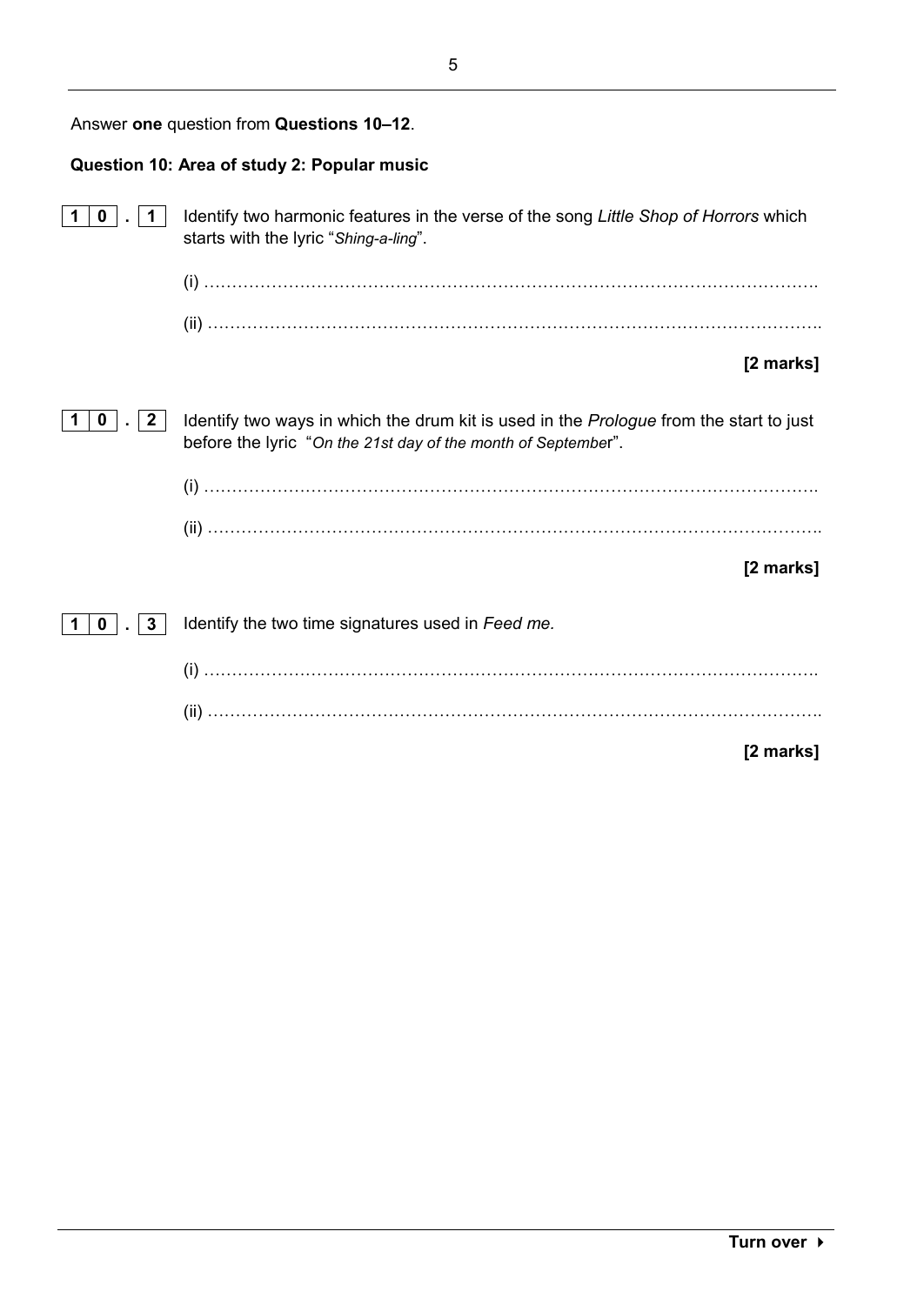Answer **one** question from **Questions 10–12**.

**Question 10: Area of study 2: Popular music**

**10 . 1** Identify two harmonic features in the verse of the song *Little Shop of Horrors* which starts with the lyric "*Shing-a-ling*".

(i) ……………………………………………………………………………………………

(ii) ……………………………………………………………………………………………

**[2 marks]**

**10 . 2** Identify two ways in which the drum kit is used in the *Prologue* from the start to just before the lyric "*On the 21st day of the month of September*".

(i) ……………………………………………………………………………………………

(ii) ……………………………………………………………………………………………

**[2 marks]**

**10 . 3** Identify the two time signatures used in *Feed me.*

(i) ……………………………………………………………………………………………

(ii) ……………………………………………………………………………………………

**[2 marks]**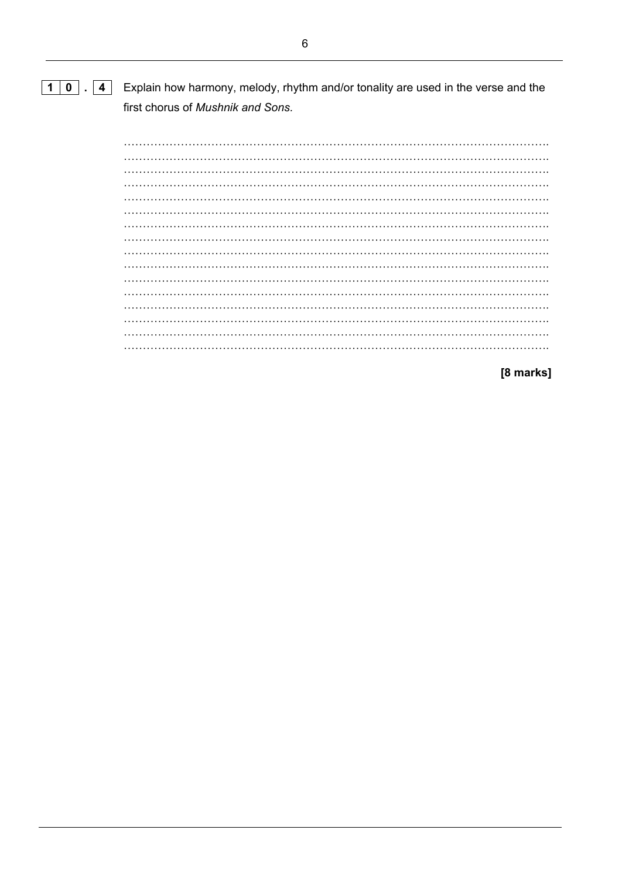**10 . 4** Explain how harmony, melody, rhythm and/or tonality are used in the verse and the first chorus of *Mushnik and Sons.*

……………………………………………………………………………………………………
……………………………………………………………………………………………………
……………………………………………………………………………………………………
……………………………………………………………………………………………………
……………………………………………………………………………………………………
……………………………………………………………………………………………………
……………………………………………………………………………………………………
……………………………………………………………………………………………………
……………………………………………………………………………………………………
……………………………………………………………………………………………………
……………………………………………………………………………………………………
……………………………………………………………………………………………………
……………………………………………………………………………………………………
……………………………………………………………………………………………………
……………………………………………………………………………………………………
……………………………………………………………………………………………………

**[8 marks]**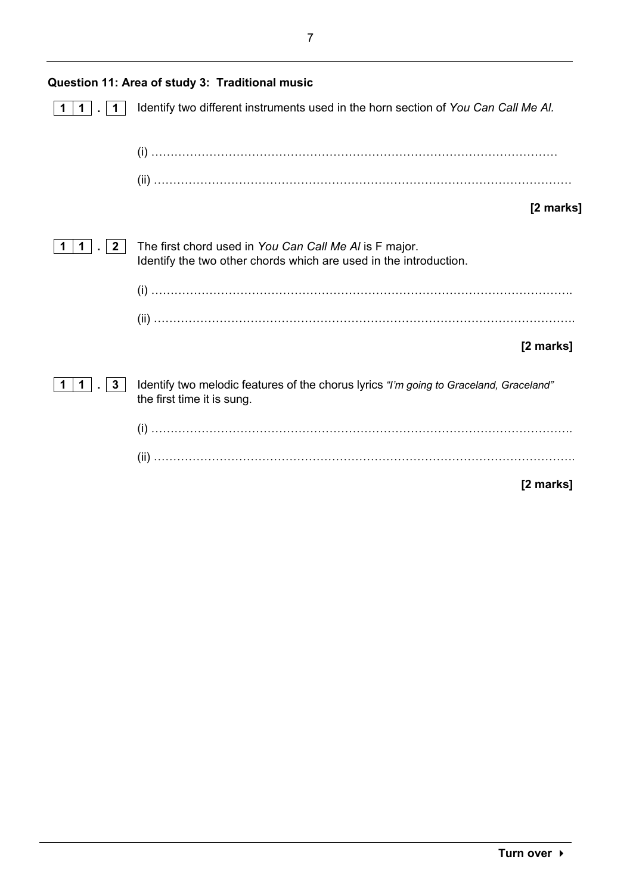## Question 11: Area of study 3: Traditional music

**1 1 . 1** Identify two different instruments used in the horn section of *You Can Call Me Al.*

(i) …………………………………………………………………………………………

(ii) …………………………………………………………………………………………

**[2 marks]**

**1 1 . 2** The first chord used in *You Can Call Me Al* is F major.
Identify the two other chords which are used in the introduction.

(i) …………………………………………………………………………………………

(ii) …………………………………………………………………………………………

**[2 marks]**

**1 1 . 3** Identify two melodic features of the chorus lyrics *"I'm going to Graceland, Graceland"* the first time it is sung.

(i) …………………………………………………………………………………………

(ii) …………………………………………………………………………………………

**[2 marks]**

**Turn over ▸**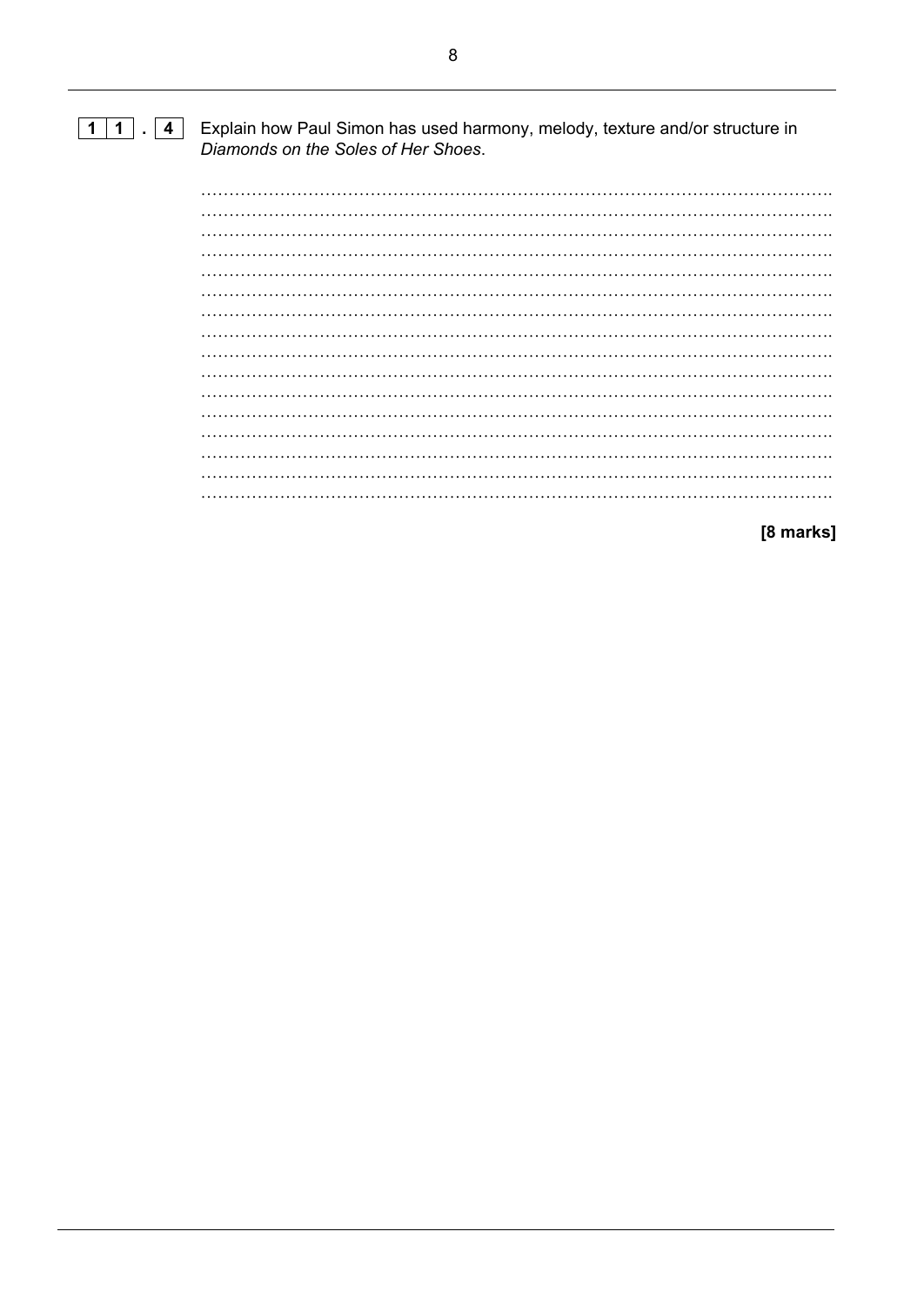**1 1 . 4** Explain how Paul Simon has used harmony, melody, texture and/or structure in *Diamonds on the Soles of Her Shoes*.

…………………………………………………………………………………………………
…………………………………………………………………………………………………
…………………………………………………………………………………………………
…………………………………………………………………………………………………
…………………………………………………………………………………………………
…………………………………………………………………………………………………
…………………………………………………………………………………………………
…………………………………………………………………………………………………
…………………………………………………………………………………………………
…………………………………………………………………………………………………
…………………………………………………………………………………………………
…………………………………………………………………………………………………
…………………………………………………………………………………………………
…………………………………………………………………………………………………
…………………………………………………………………………………………………
…………………………………………………………………………………………………

**[8 marks]**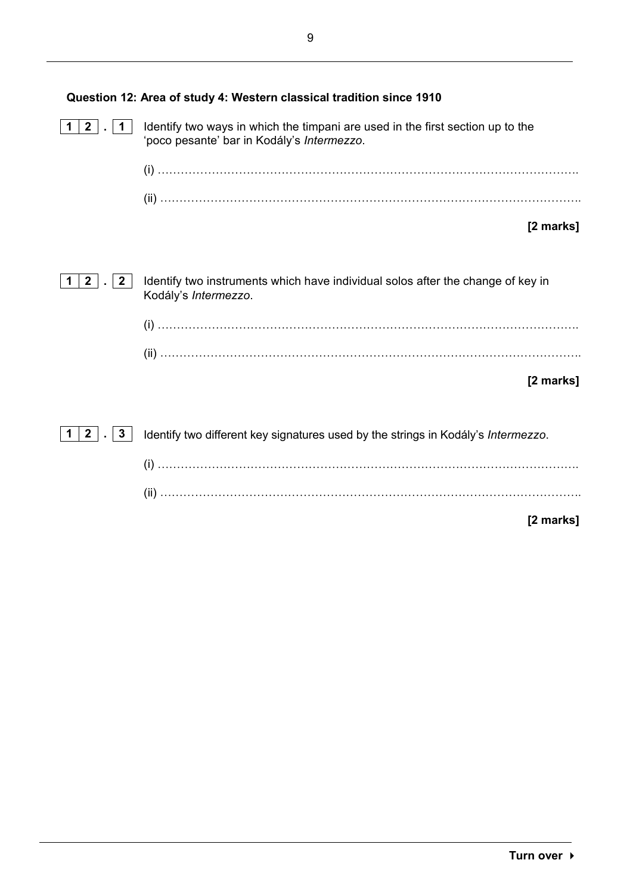**Question 12: Area of study 4: Western classical tradition since 1910**

**1 2 . 1** Identify two ways in which the timpani are used in the first section up to the 'poco pesante' bar in Kodály's *Intermezzo*.

(i) ……………………………………………………………………………………………….

(ii) ……………………………………………………………………………………………….

**[2 marks]**

**1 2 . 2** Identify two instruments which have individual solos after the change of key in Kodály's *Intermezzo*.

(i) ……………………………………………………………………………………………….

(ii) ……………………………………………………………………………………………….

**[2 marks]**

**1 2 . 3** Identify two different key signatures used by the strings in Kodály's *Intermezzo*.

(i) ……………………………………………………………………………………………….

(ii) ……………………………………………………………………………………………….

**[2 marks]**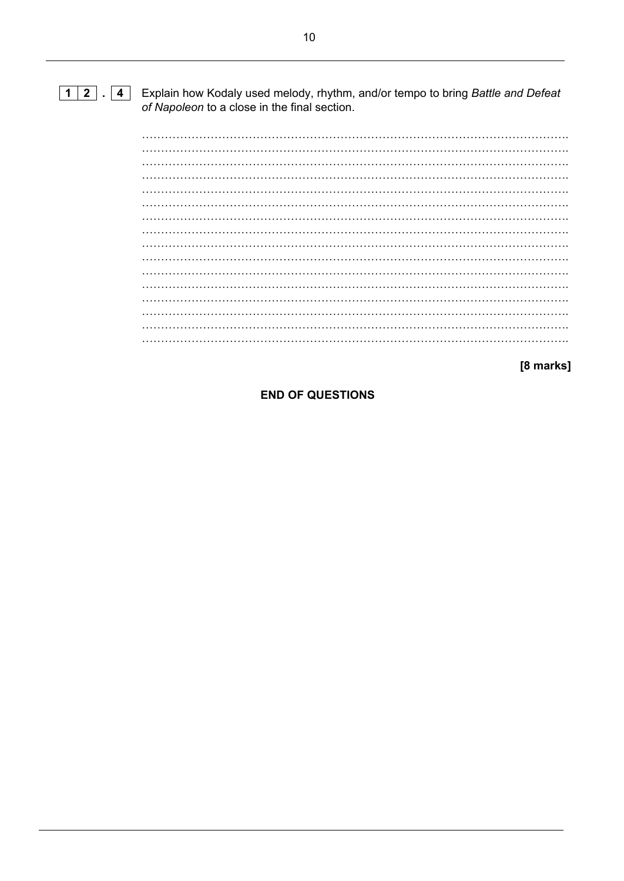**1 2 . 4** Explain how Kodaly used melody, rhythm, and/or tempo to bring *Battle and Defeat of Napoleon* to a close in the final section.

……………………………………………………………………………………………………….
……………………………………………………………………………………………………….
……………………………………………………………………………………………………….
……………………………………………………………………………………………………….
……………………………………………………………………………………………………….
……………………………………………………………………………………………………….
……………………………………………………………………………………………………….
……………………………………………………………………………………………………….
……………………………………………………………………………………………………….
……………………………………………………………………………………………………….
……………………………………………………………………………………………………….
……………………………………………………………………………………………………….
……………………………………………………………………………………………………….
……………………………………………………………………………………………………….
……………………………………………………………………………………………………….
……………………………………………………………………………………………………….

**[8 marks]**

**END OF QUESTIONS**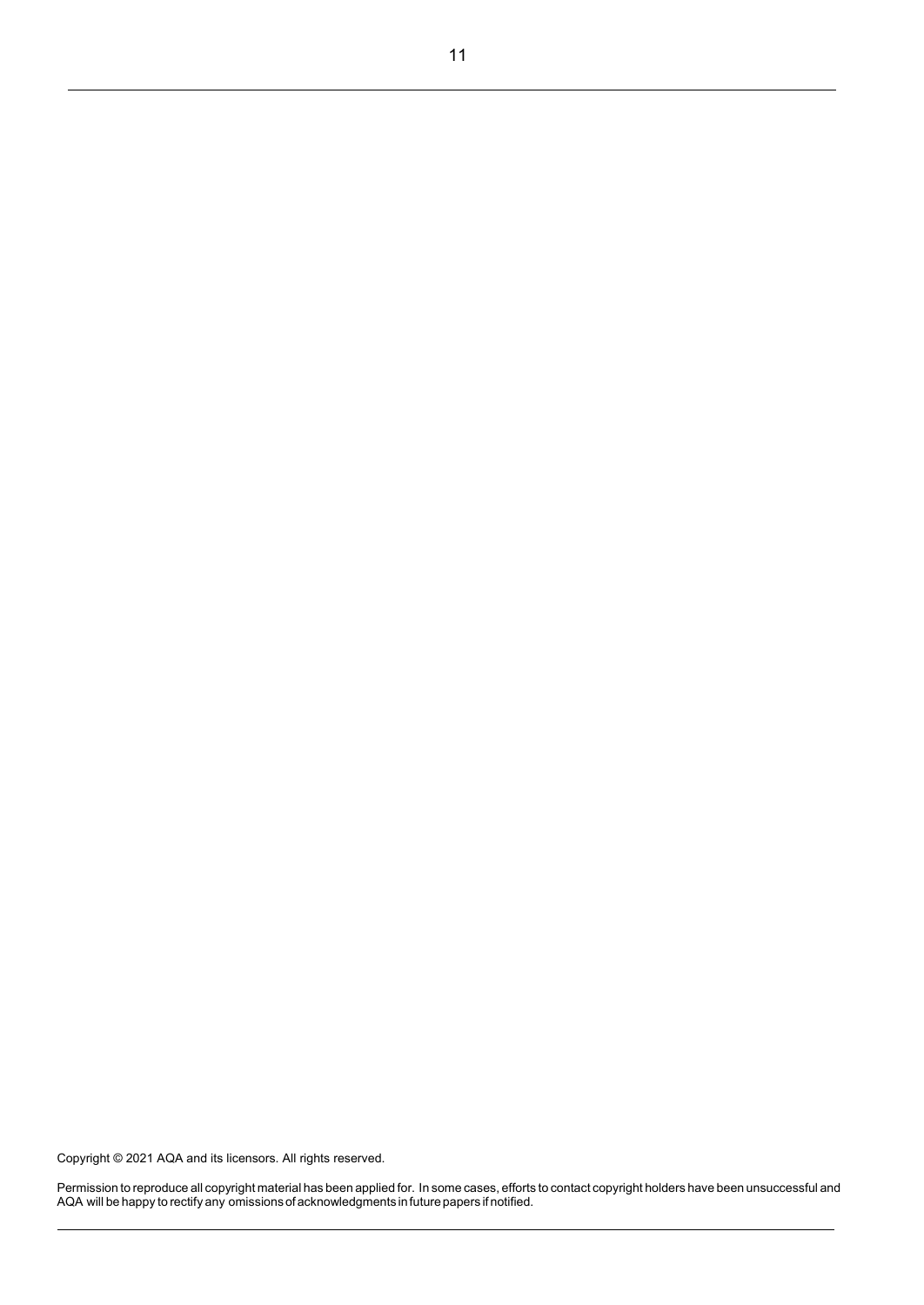Copyright © 2021 AQA and its licensors. All rights reserved.

Permission to reproduce all copyright material has been applied for. In some cases, efforts to contact copyright holders have been unsuccessful and AQA will be happy to rectify any omissions of acknowledgments in future papers if notified.